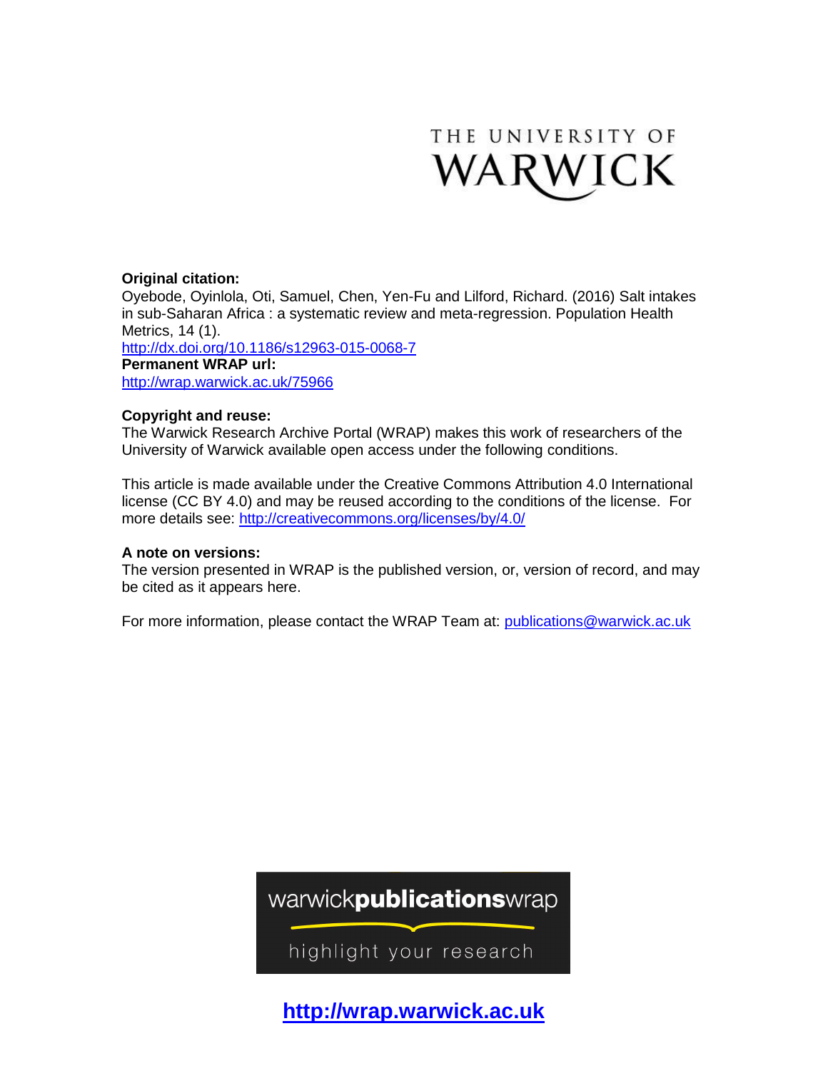THE UNIVERSITY OF WARWICK

**Original citation:**

Oyebode, Oyinlola, Oti, Samuel, Chen, Yen-Fu and Lilford, Richard. (2016) Salt intakes in sub-Saharan Africa : a systematic review and meta-regression. Population Health Metrics, 14 (1).

http://dx.doi.org/10.1186/s12963-015-0068-7

**Permanent WRAP url:**

http://wrap.warwick.ac.uk/75966

**Copyright and reuse:**

The Warwick Research Archive Portal (WRAP) makes this work of researchers of the University of Warwick available open access under the following conditions.

This article is made available under the Creative Commons Attribution 4.0 International license (CC BY 4.0) and may be reused according to the conditions of the license. For more details see: http://creativecommons.org/licenses/by/4.0/

**A note on versions:**

The version presented in WRAP is the published version, or, version of record, and may be cited as it appears here.

For more information, please contact the WRAP Team at: publications@warwick.ac.uk

warwick**publications**wrap

highlight your research

**http://wrap.warwick.ac.uk**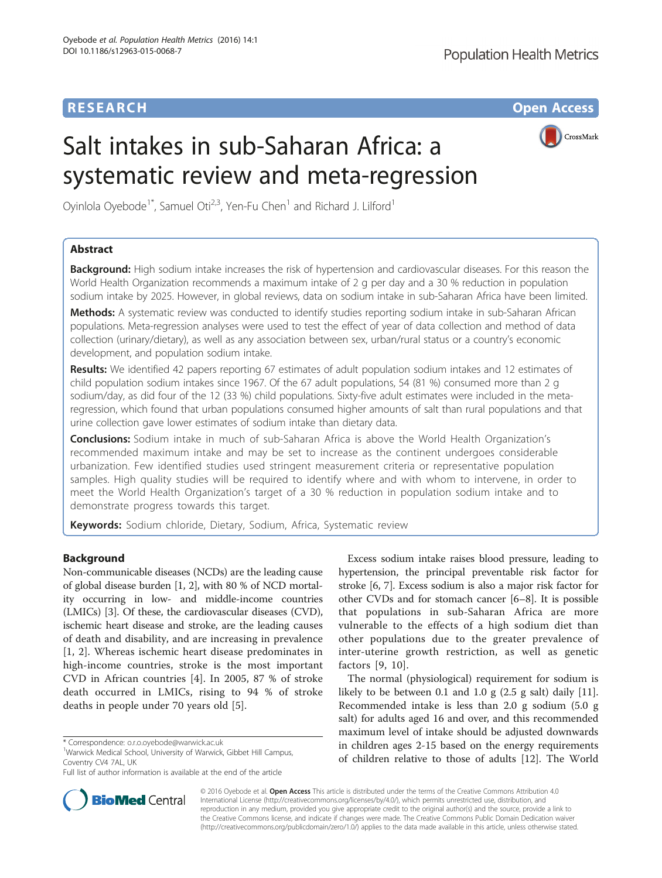# Salt intakes in sub-Saharan Africa: a systematic review and meta-regression

Oyinlola Oyebode[1*], Samuel Oti[2,3], Yen-Fu Chen[1] and Richard J. Lilford[1]

## Abstract

**Background:** High sodium intake increases the risk of hypertension and cardiovascular diseases. For this reason the World Health Organization recommends a maximum intake of 2 g per day and a 30 % reduction in population sodium intake by 2025. However, in global reviews, data on sodium intake in sub-Saharan Africa have been limited.

**Methods:** A systematic review was conducted to identify studies reporting sodium intake in sub-Saharan African populations. Meta-regression analyses were used to test the effect of year of data collection and method of data collection (urinary/dietary), as well as any association between sex, urban/rural status or a country's economic development, and population sodium intake.

**Results:** We identified 42 papers reporting 67 estimates of adult population sodium intakes and 12 estimates of child population sodium intakes since 1967. Of the 67 adult populations, 54 (81 %) consumed more than 2 g sodium/day, as did four of the 12 (33 %) child populations. Sixty-five adult estimates were included in the meta-regression, which found that urban populations consumed higher amounts of salt than rural populations and that urine collection gave lower estimates of sodium intake than dietary data.

**Conclusions:** Sodium intake in much of sub-Saharan Africa is above the World Health Organization's recommended maximum intake and may be set to increase as the continent undergoes considerable urbanization. Few identified studies used stringent measurement criteria or representative population samples. High quality studies will be required to identify where and with whom to intervene, in order to meet the World Health Organization's target of a 30 % reduction in population sodium intake and to demonstrate progress towards this target.

**Keywords:** Sodium chloride, Dietary, Sodium, Africa, Systematic review

## Background

Non-communicable diseases (NCDs) are the leading cause of global disease burden [1, 2], with 80 % of NCD mortality occurring in low- and middle-income countries (LMICs) [3]. Of these, the cardiovascular diseases (CVD), ischemic heart disease and stroke, are the leading causes of death and disability, and are increasing in prevalence [1, 2]. Whereas ischemic heart disease predominates in high-income countries, stroke is the most important CVD in African countries [4]. In 2005, 87 % of stroke death occurred in LMICs, rising to 94 % of stroke deaths in people under 70 years old [5].

Excess sodium intake raises blood pressure, leading to hypertension, the principal preventable risk factor for stroke [6, 7]. Excess sodium is also a major risk factor for other CVDs and for stomach cancer [6–8]. It is possible that populations in sub-Saharan Africa are more vulnerable to the effects of a high sodium diet than other populations due to the greater prevalence of inter-uterine growth restriction, as well as genetic factors [9, 10].

The normal (physiological) requirement for sodium is likely to be between 0.1 and 1.0 g (2.5 g salt) daily [11]. Recommended intake is less than 2.0 g sodium (5.0 g salt) for adults aged 16 and over, and this recommended maximum level of intake should be adjusted downwards in children ages 2-15 based on the energy requirements of children relative to those of adults [12]. The World

\* Correspondence: o.r.o.oyebode@warwick.ac.uk
[1]Warwick Medical School, University of Warwick, Gibbet Hill Campus, Coventry CV4 7AL, UK
Full list of author information is available at the end of the article

© 2016 Oyebode et al. **Open Access** This article is distributed under the terms of the Creative Commons Attribution 4.0 International License (http://creativecommons.org/licenses/by/4.0/), which permits unrestricted use, distribution, and reproduction in any medium, provided you give appropriate credit to the original author(s) and the source, provide a link to the Creative Commons license, and indicate if changes were made. The Creative Commons Public Domain Dedication waiver (http://creativecommons.org/publicdomain/zero/1.0/) applies to the data made available in this article, unless otherwise stated.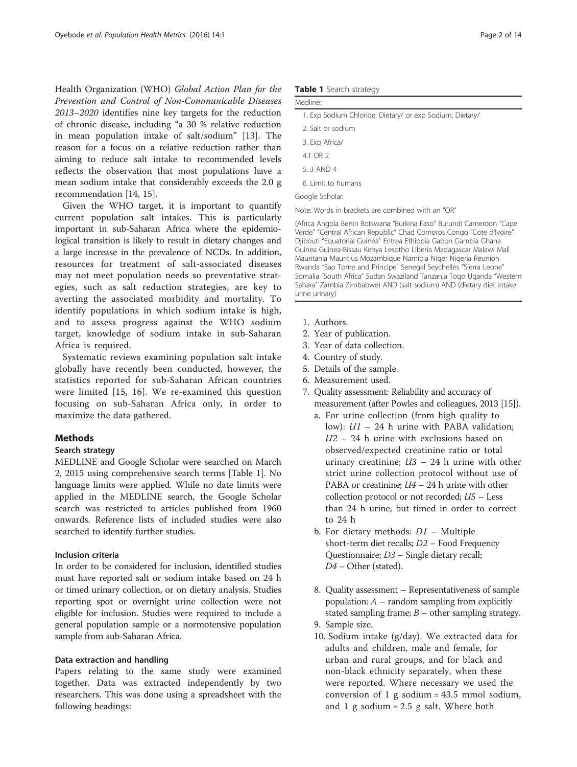Health Organization (WHO) *Global Action Plan for the Prevention and Control of Non-Communicable Diseases 2013–2020* identifies nine key targets for the reduction of chronic disease, including "a 30 % relative reduction in mean population intake of salt/sodium" [13]. The reason for a focus on a relative reduction rather than aiming to reduce salt intake to recommended levels reflects the observation that most populations have a mean sodium intake that considerably exceeds the 2.0 g recommendation [14, 15].

Given the WHO target, it is important to quantify current population salt intakes. This is particularly important in sub-Saharan Africa where the epidemiological transition is likely to result in dietary changes and a large increase in the prevalence of NCDs. In addition, resources for treatment of salt-associated diseases may not meet population needs so preventative strategies, such as salt reduction strategies, are key to averting the associated morbidity and mortality. To identify populations in which sodium intake is high, and to assess progress against the WHO sodium target, knowledge of sodium intake in sub-Saharan Africa is required.

Systematic reviews examining population salt intake globally have recently been conducted, however, the statistics reported for sub-Saharan African countries were limited [15, 16]. We re-examined this question focusing on sub-Saharan Africa only, in order to maximize the data gathered.

## Methods

### Search strategy

MEDLINE and Google Scholar were searched on March 2, 2015 using comprehensive search terms [Table 1]. No language limits were applied. While no date limits were applied in the MEDLINE search, the Google Scholar search was restricted to articles published from 1960 onwards. Reference lists of included studies were also searched to identify further studies.

### Inclusion criteria

In order to be considered for inclusion, identified studies must have reported salt or sodium intake based on 24 h or timed urinary collection, or on dietary analysis. Studies reporting spot or overnight urine collection were not eligible for inclusion. Studies were required to include a general population sample or a normotensive population sample from sub-Saharan Africa.

### Data extraction and handling

Papers relating to the same study were examined together. Data was extracted independently by two researchers. This was done using a spreadsheet with the following headings:

**Table 1** Search strategy

| Medline: |
| --- |
| 1. Exp Sodium Chloride, Dietary/ or exp Sodium, Dietary/ |
| 2. Salt or sodium |
| 3. Exp Africa/ |
| 4.1 OR 2 |
| 5. 3 AND 4 |
| 6. Limit to humans |
| Google Scholar: |
| Note: Words in brackets are combined with an "OR" |
| (Africa Angola Benin Botswana "Burkina Faso" Burundi Cameroon "Cape Verde" "Central African Republic" Chad Comoros Congo "Cote d'Ivoire" Djibouti "Equatorial Guinea" Eritrea Ethiopia Gabon Gambia Ghana Guinea Guinea-Bissau Kenya Lesotho Liberia Madagascar Malawi Mali Mauritania Mauritius Mozambique Namibia Niger Nigeria Reunion Rwanda "Sao Tome and Principe" Senegal Seychelles "Sierra Leone" Somalia "South Africa" Sudan Swaziland Tanzania Togo Uganda "Western Sahara" Zambia Zimbabwe) AND (salt sodium) AND (dietary diet intake urine urinary) |

1. Authors.
2. Year of publication.
3. Year of data collection.
4. Country of study.
5. Details of the sample.
6. Measurement used.
7. Quality assessment: Reliability and accuracy of measurement (after Powles and colleagues, 2013 [15]).
   a. For urine collection (from high quality to low): *U1* – 24 h urine with PABA validation; *U2* – 24 h urine with exclusions based on observed/expected creatinine ratio or total urinary creatinine; *U3* – 24 h urine with other strict urine collection protocol without use of PABA or creatinine; *U4* – 24 h urine with other collection protocol or not recorded; *U5* – Less than 24 h urine, but timed in order to correct to 24 h
   b. For dietary methods: *D1* – Multiple short-term diet recalls; *D2* – Food Frequency Questionnaire; *D3* – Single dietary recall; *D4* – Other (stated).
8. Quality assessment – Representativeness of sample population: *A* – random sampling from explicitly stated sampling frame; *B* – other sampling strategy.
9. Sample size.
10. Sodium intake (g/day). We extracted data for adults and children, male and female, for urban and rural groups, and for black and non-black ethnicity separately, when these were reported. Where necessary we used the conversion of 1 g sodium = 43.5 mmol sodium, and 1 g sodium = 2.5 g salt. Where both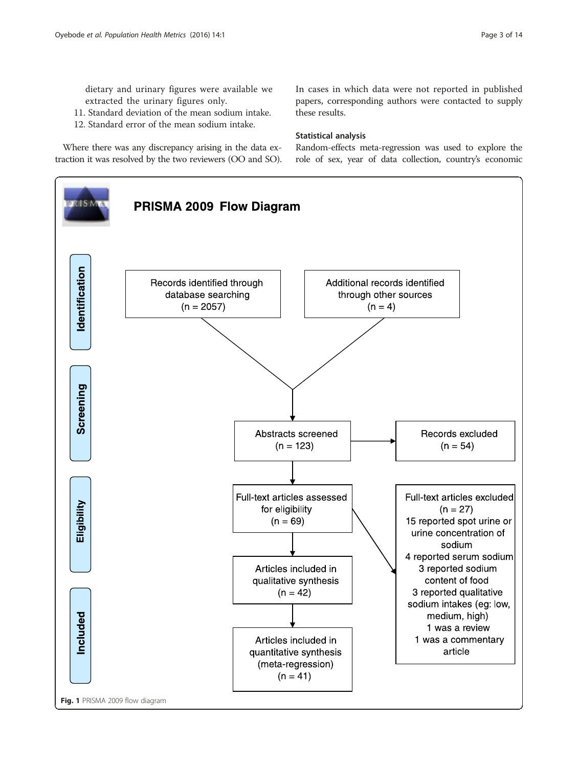dietary and urinary figures were available we extracted the urinary figures only.

11. Standard deviation of the mean sodium intake.
12. Standard error of the mean sodium intake.

Where there was any discrepancy arising in the data extraction it was resolved by the two reviewers (OO and SO). In cases in which data were not reported in published papers, corresponding authors were contacted to supply these results.

### Statistical analysis

Random-effects meta-regression was used to explore the role of sex, year of data collection, country's economic

PRISMA 2009 Flow Diagram

Identification: Records identified through database searching (n = 2057); Additional records identified through other sources (n = 4)

Screening: Abstracts screened (n = 123) → Records excluded (n = 54)

Eligibility: Full-text articles assessed for eligibility (n = 69) → Full-text articles excluded (n = 27): 15 reported spot urine or urine concentration of sodium; 4 reported serum sodium; 3 reported sodium content of food; 3 reported qualitative sodium intakes (eg: low, medium, high); 1 was a review; 1 was a commentary article

Included: Articles included in qualitative synthesis (n = 42); Articles included in quantitative synthesis (meta-regression) (n = 41)

**Fig. 1** PRISMA 2009 flow diagram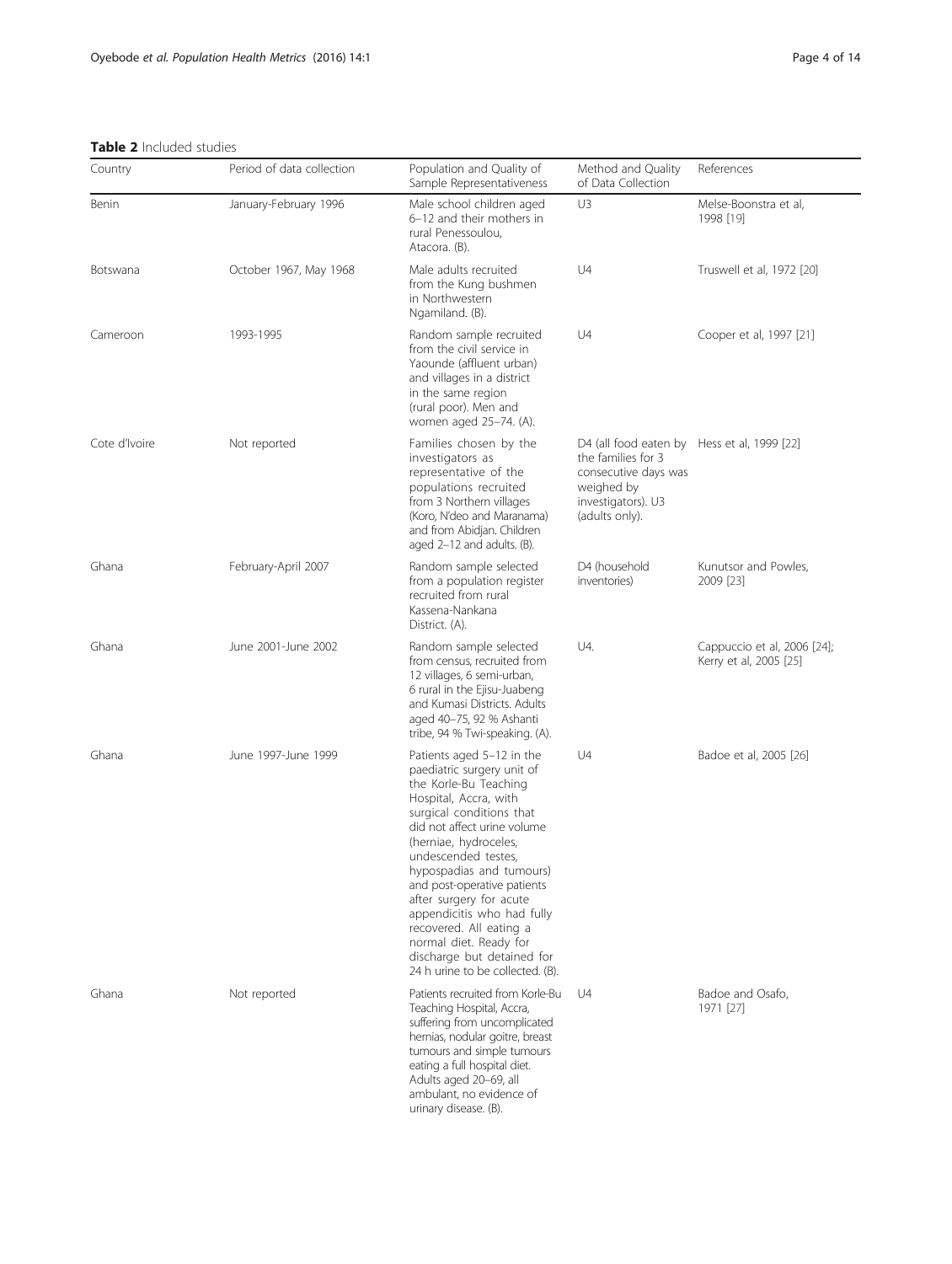**Table 2** Included studies

| Country | Period of data collection | Population and Quality of Sample Representativeness | Method and Quality of Data Collection | References |
|---|---|---|---|---|
| Benin | January-February 1996 | Male school children aged 6–12 and their mothers in rural Penessoulou, Atacora. (B). | U3 | Melse-Boonstra et al, 1998 [19] |
| Botswana | October 1967, May 1968 | Male adults recruited from the Kung bushmen in Northwestern Ngamiland. (B). | U4 | Truswell et al, 1972 [20] |
| Cameroon | 1993-1995 | Random sample recruited from the civil service in Yaounde (affluent urban) and villages in a district in the same region (rural poor). Men and women aged 25–74. (A). | U4 | Cooper et al, 1997 [21] |
| Cote d'Ivoire | Not reported | Families chosen by the investigators as representative of the populations recruited from 3 Northern villages (Koro, N'deo and Maranama) and from Abidjan. Children aged 2–12 and adults. (B). | D4 (all food eaten by the families for 3 consecutive days was weighed by investigators). U3 (adults only). | Hess et al, 1999 [22] |
| Ghana | February-April 2007 | Random sample selected from a population register recruited from rural Kassena-Nankana District. (A). | D4 (household inventories) | Kunutsor and Powles, 2009 [23] |
| Ghana | June 2001-June 2002 | Random sample selected from census, recruited from 12 villages, 6 semi-urban, 6 rural in the Ejisu-Juabeng and Kumasi Districts. Adults aged 40–75, 92 % Ashanti tribe, 94 % Twi-speaking. (A). | U4. | Cappuccio et al, 2006 [24]; Kerry et al, 2005 [25] |
| Ghana | June 1997-June 1999 | Patients aged 5–12 in the paediatric surgery unit of the Korle-Bu Teaching Hospital, Accra, with surgical conditions that did not affect urine volume (herniae, hydroceles, undescended testes, hypospadias and tumours) and post-operative patients after surgery for acute appendicitis who had fully recovered. All eating a normal diet. Ready for discharge but detained for 24 h urine to be collected. (B). | U4 | Badoe et al, 2005 [26] |
| Ghana | Not reported | Patients recruited from Korle-Bu Teaching Hospital, Accra, suffering from uncomplicated hernias, nodular goitre, breast tumours and simple tumours eating a full hospital diet. Adults aged 20–69, all ambulant, no evidence of urinary disease. (B). | U4 | Badoe and Osafo, 1971 [27] |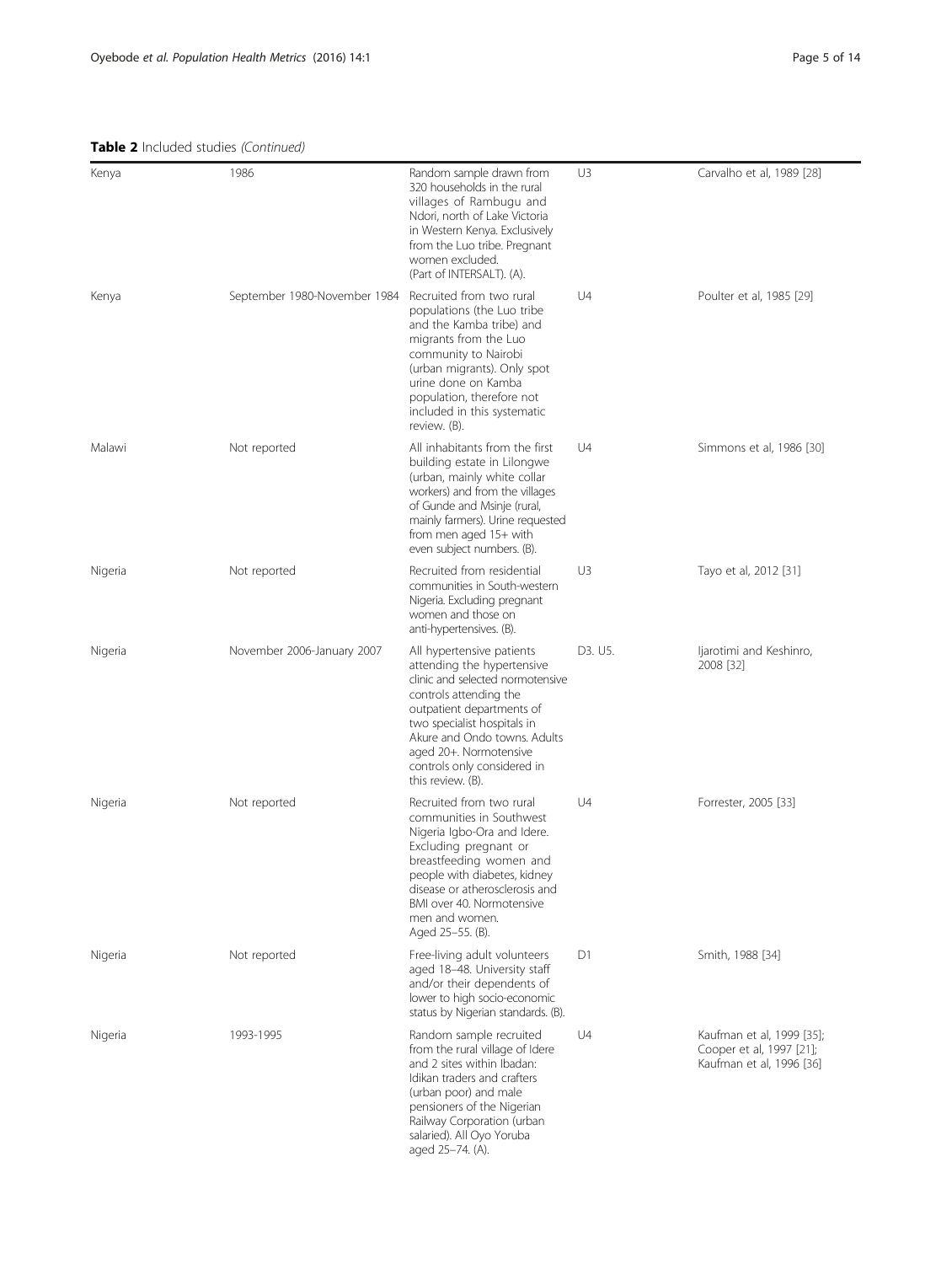**Table 2** Included studies *(Continued)*

| | | | | |
|---|---|---|---|---|
| Kenya | 1986 | Random sample drawn from 320 households in the rural villages of Rambugu and Ndori, north of Lake Victoria in Western Kenya. Exclusively from the Luo tribe. Pregnant women excluded. (Part of INTERSALT). (A). | U3 | Carvalho et al, 1989 [28] |
| Kenya | September 1980-November 1984 | Recruited from two rural populations (the Luo tribe and the Kamba tribe) and migrants from the Luo community to Nairobi (urban migrants). Only spot urine done on Kamba population, therefore not included in this systematic review. (B). | U4 | Poulter et al, 1985 [29] |
| Malawi | Not reported | All inhabitants from the first building estate in Lilongwe (urban, mainly white collar workers) and from the villages of Gunde and Msinje (rural, mainly farmers). Urine requested from men aged 15+ with even subject numbers. (B). | U4 | Simmons et al, 1986 [30] |
| Nigeria | Not reported | Recruited from residential communities in South-western Nigeria. Excluding pregnant women and those on anti-hypertensives. (B). | U3 | Tayo et al, 2012 [31] |
| Nigeria | November 2006-January 2007 | All hypertensive patients attending the hypertensive clinic and selected normotensive controls attending the outpatient departments of two specialist hospitals in Akure and Ondo towns. Adults aged 20+. Normotensive controls only considered in this review. (B). | D3. U5. | Ijarotimi and Keshinro, 2008 [32] |
| Nigeria | Not reported | Recruited from two rural communities in Southwest Nigeria Igbo-Ora and Idere. Excluding pregnant or breastfeeding women and people with diabetes, kidney disease or atherosclerosis and BMI over 40. Normotensive men and women. Aged 25–55. (B). | U4 | Forrester, 2005 [33] |
| Nigeria | Not reported | Free-living adult volunteers aged 18–48. University staff and/or their dependents of lower to high socio-economic status by Nigerian standards. (B). | D1 | Smith, 1988 [34] |
| Nigeria | 1993-1995 | Random sample recruited from the rural village of Idere and 2 sites within Ibadan: Idikan traders and crafters (urban poor) and male pensioners of the Nigerian Railway Corporation (urban salaried). All Oyo Yoruba aged 25–74. (A). | U4 | Kaufman et al, 1999 [35]; Cooper et al, 1997 [21]; Kaufman et al, 1996 [36] |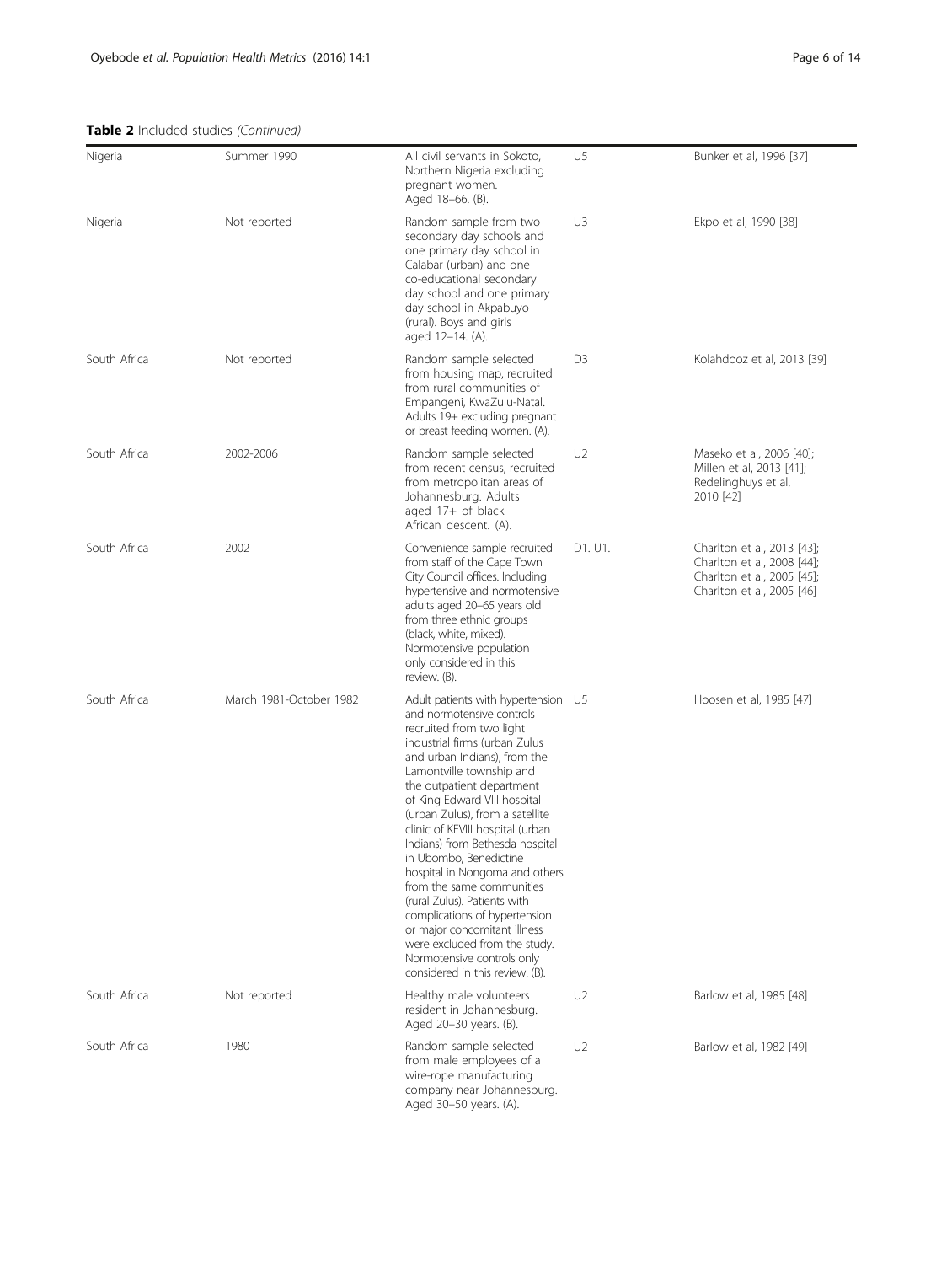**Table 2** Included studies *(Continued)*

| | | | | |
|---|---|---|---|---|
| Nigeria | Summer 1990 | All civil servants in Sokoto, Northern Nigeria excluding pregnant women. Aged 18–66. (B). | U5 | Bunker et al, 1996 [37] |
| Nigeria | Not reported | Random sample from two secondary day schools and one primary day school in Calabar (urban) and one co-educational secondary day school and one primary day school in Akpabuyo (rural). Boys and girls aged 12–14. (A). | U3 | Ekpo et al, 1990 [38] |
| South Africa | Not reported | Random sample selected from housing map, recruited from rural communities of Empangeni, KwaZulu-Natal. Adults 19+ excluding pregnant or breast feeding women. (A). | D3 | Kolahdooz et al, 2013 [39] |
| South Africa | 2002-2006 | Random sample selected from recent census, recruited from metropolitan areas of Johannesburg. Adults aged 17+ of black African descent. (A). | U2 | Maseko et al, 2006 [40]; Millen et al, 2013 [41]; Redelinghuys et al, 2010 [42] |
| South Africa | 2002 | Convenience sample recruited from staff of the Cape Town City Council offices. Including hypertensive and normotensive adults aged 20–65 years old from three ethnic groups (black, white, mixed). Normotensive population only considered in this review. (B). | D1. U1. | Charlton et al, 2013 [43]; Charlton et al, 2008 [44]; Charlton et al, 2005 [45]; Charlton et al, 2005 [46] |
| South Africa | March 1981-October 1982 | Adult patients with hypertension and normotensive controls recruited from two light industrial firms (urban Zulus and urban Indians), from the Lamontville township and the outpatient department of King Edward VIII hospital (urban Zulus), from a satellite clinic of KEVIII hospital (urban Indians) from Bethesda hospital in Ubombo, Benedictine hospital in Nongoma and others from the same communities (rural Zulus). Patients with complications of hypertension or major concomitant illness were excluded from the study. Normotensive controls only considered in this review. (B). | U5 | Hoosen et al, 1985 [47] |
| South Africa | Not reported | Healthy male volunteers resident in Johannesburg. Aged 20–30 years. (B). | U2 | Barlow et al, 1985 [48] |
| South Africa | 1980 | Random sample selected from male employees of a wire-rope manufacturing company near Johannesburg. Aged 30–50 years. (A). | U2 | Barlow et al, 1982 [49] |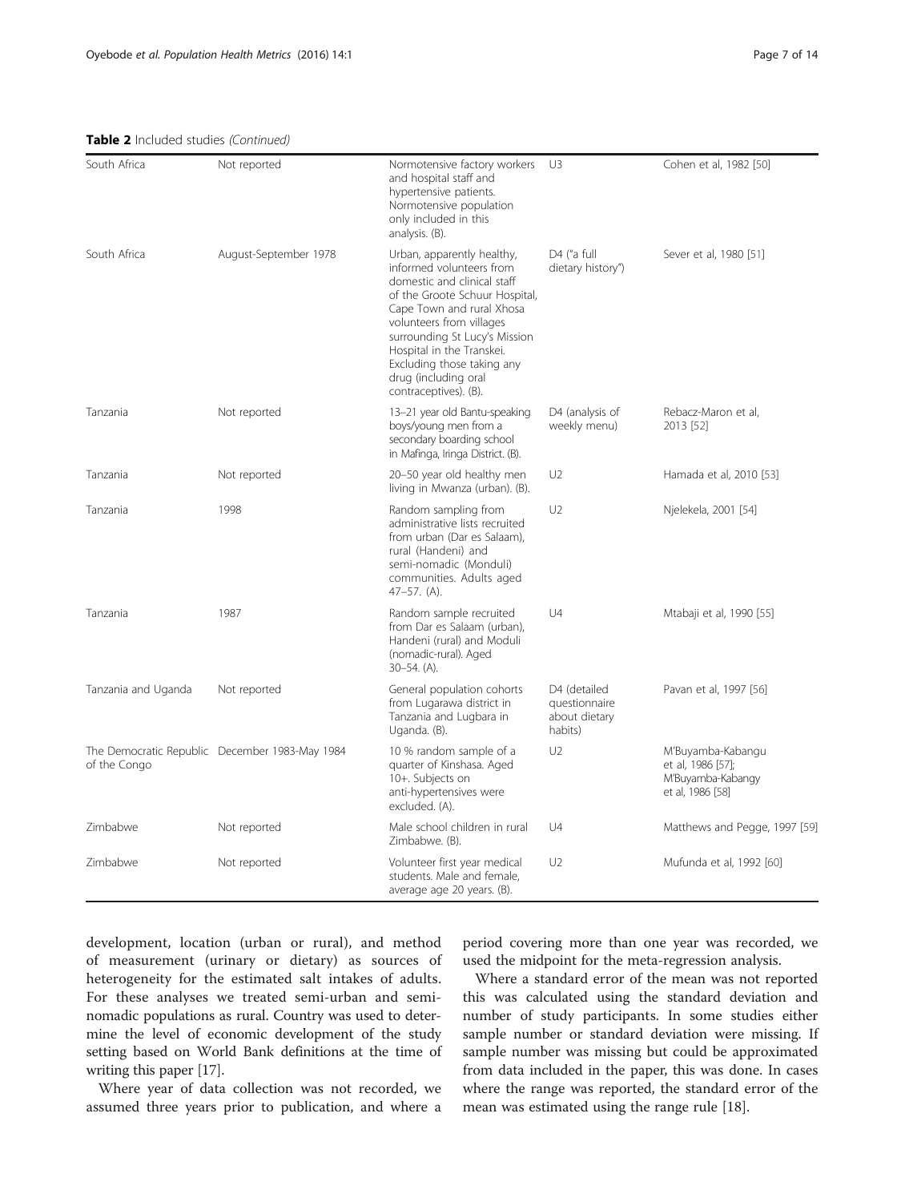**Table 2** Included studies *(Continued)*

| | | | | |
|---|---|---|---|---|
| South Africa | Not reported | Normotensive factory workers and hospital staff and hypertensive patients. Normotensive population only included in this analysis. (B). | U3 | Cohen et al, 1982 [50] |
| South Africa | August-September 1978 | Urban, apparently healthy, informed volunteers from domestic and clinical staff of the Groote Schuur Hospital, Cape Town and rural Xhosa volunteers from villages surrounding St Lucy's Mission Hospital in the Transkei. Excluding those taking any drug (including oral contraceptives). (B). | D4 ("a full dietary history") | Sever et al, 1980 [51] |
| Tanzania | Not reported | 13–21 year old Bantu-speaking boys/young men from a secondary boarding school in Mafinga, Iringa District. (B). | D4 (analysis of weekly menu) | Rebacz-Maron et al, 2013 [52] |
| Tanzania | Not reported | 20–50 year old healthy men living in Mwanza (urban). (B). | U2 | Hamada et al, 2010 [53] |
| Tanzania | 1998 | Random sampling from administrative lists recruited from urban (Dar es Salaam), rural (Handeni) and semi-nomadic (Monduli) communities. Adults aged 47–57. (A). | U2 | Njelekela, 2001 [54] |
| Tanzania | 1987 | Random sample recruited from Dar es Salaam (urban), Handeni (rural) and Moduli (nomadic-rural). Aged 30–54. (A). | U4 | Mtabaji et al, 1990 [55] |
| Tanzania and Uganda | Not reported | General population cohorts from Lugarawa district in Tanzania and Lugbara in Uganda. (B). | D4 (detailed questionnaire about dietary habits) | Pavan et al, 1997 [56] |
| The Democratic Republic of the Congo | December 1983-May 1984 | 10 % random sample of a quarter of Kinshasa. Aged 10+. Subjects on anti-hypertensives were excluded. (A). | U2 | M'Buyamba-Kabangu et al, 1986 [57]; M'Buyamba-Kabangy et al, 1986 [58] |
| Zimbabwe | Not reported | Male school children in rural Zimbabwe. (B). | U4 | Matthews and Pegge, 1997 [59] |
| Zimbabwe | Not reported | Volunteer first year medical students. Male and female, average age 20 years. (B). | U2 | Mufunda et al, 1992 [60] |

development, location (urban or rural), and method of measurement (urinary or dietary) as sources of heterogeneity for the estimated salt intakes of adults. For these analyses we treated semi-urban and semi-nomadic populations as rural. Country was used to determine the level of economic development of the study setting based on World Bank definitions at the time of writing this paper [17].

Where year of data collection was not recorded, we assumed three years prior to publication, and where a period covering more than one year was recorded, we used the midpoint for the meta-regression analysis.

Where a standard error of the mean was not reported this was calculated using the standard deviation and number of study participants. In some studies either sample number or standard deviation were missing. If sample number was missing but could be approximated from data included in the paper, this was done. In cases where the range was reported, the standard error of the mean was estimated using the range rule [18].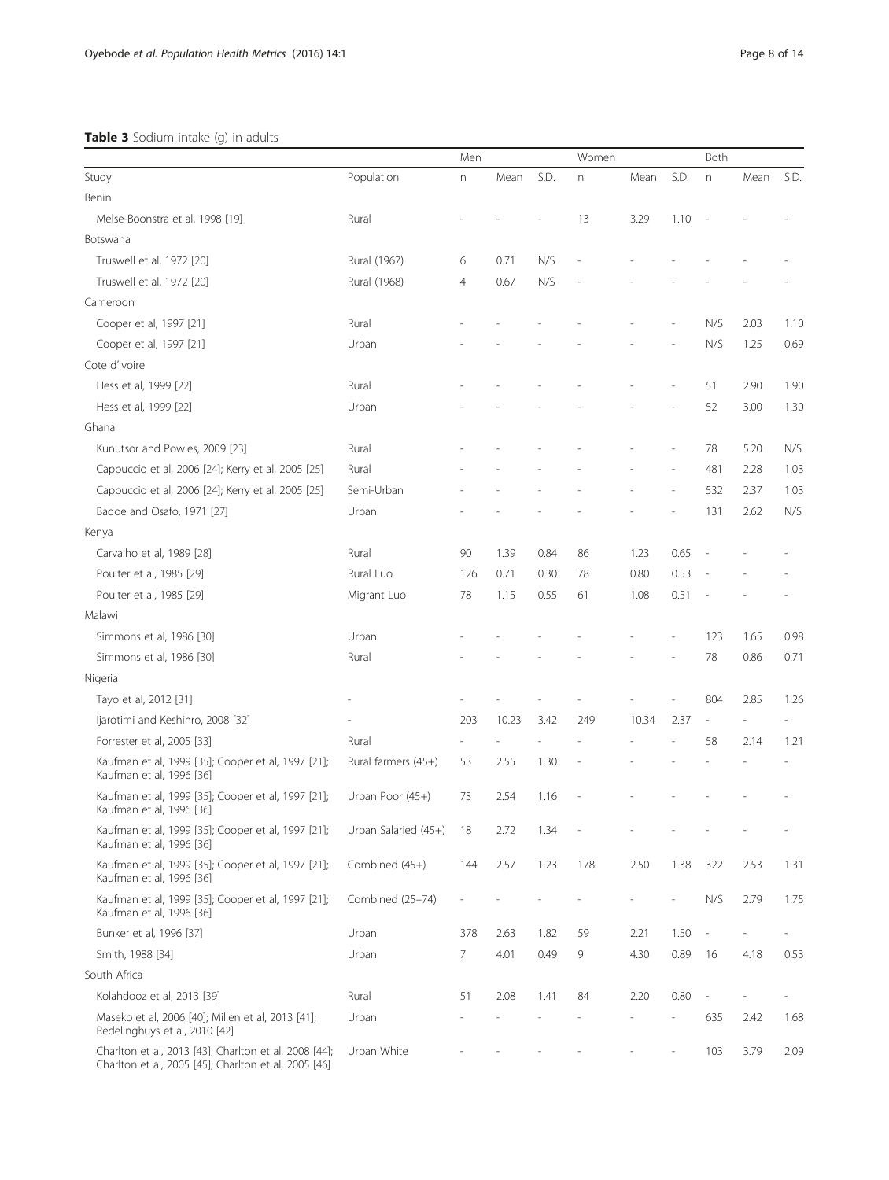**Table 3** Sodium intake (g) in adults

| | | Men | | | Women | | | Both | | |
|---|---|---|---|---|---|---|---|---|---|---|
| Study | Population | n | Mean | S.D. | n | Mean | S.D. | n | Mean | S.D. |
| Benin | | | | | | | | | | |
| Melse-Boonstra et al, 1998 [19] | Rural | - | - | - | 13 | 3.29 | 1.10 | - | - | - |
| Botswana | | | | | | | | | | |
| Truswell et al, 1972 [20] | Rural (1967) | 6 | 0.71 | N/S | - | - | - | - | - | - |
| Truswell et al, 1972 [20] | Rural (1968) | 4 | 0.67 | N/S | - | - | - | - | - | - |
| Cameroon | | | | | | | | | | |
| Cooper et al, 1997 [21] | Rural | - | - | - | - | - | - | N/S | 2.03 | 1.10 |
| Cooper et al, 1997 [21] | Urban | - | - | - | - | - | - | N/S | 1.25 | 0.69 |
| Cote d'Ivoire | | | | | | | | | | |
| Hess et al, 1999 [22] | Rural | - | - | - | - | - | - | 51 | 2.90 | 1.90 |
| Hess et al, 1999 [22] | Urban | - | - | - | - | - | - | 52 | 3.00 | 1.30 |
| Ghana | | | | | | | | | | |
| Kunutsor and Powles, 2009 [23] | Rural | - | - | - | - | - | - | 78 | 5.20 | N/S |
| Cappuccio et al, 2006 [24]; Kerry et al, 2005 [25] | Rural | - | - | - | - | - | - | 481 | 2.28 | 1.03 |
| Cappuccio et al, 2006 [24]; Kerry et al, 2005 [25] | Semi-Urban | - | - | - | - | - | - | 532 | 2.37 | 1.03 |
| Badoe and Osafo, 1971 [27] | Urban | - | - | - | - | - | - | 131 | 2.62 | N/S |
| Kenya | | | | | | | | | | |
| Carvalho et al, 1989 [28] | Rural | 90 | 1.39 | 0.84 | 86 | 1.23 | 0.65 | - | - | - |
| Poulter et al, 1985 [29] | Rural Luo | 126 | 0.71 | 0.30 | 78 | 0.80 | 0.53 | - | - | - |
| Poulter et al, 1985 [29] | Migrant Luo | 78 | 1.15 | 0.55 | 61 | 1.08 | 0.51 | - | - | - |
| Malawi | | | | | | | | | | |
| Simmons et al, 1986 [30] | Urban | - | - | - | - | - | - | 123 | 1.65 | 0.98 |
| Simmons et al, 1986 [30] | Rural | - | - | - | - | - | - | 78 | 0.86 | 0.71 |
| Nigeria | | | | | | | | | | |
| Tayo et al, 2012 [31] | - | - | - | - | - | - | - | 804 | 2.85 | 1.26 |
| Ijarotimi and Keshinro, 2008 [32] | - | 203 | 10.23 | 3.42 | 249 | 10.34 | 2.37 | - | - | - |
| Forrester et al, 2005 [33] | Rural | - | - | - | - | - | - | 58 | 2.14 | 1.21 |
| Kaufman et al, 1999 [35]; Cooper et al, 1997 [21]; Kaufman et al, 1996 [36] | Rural farmers (45+) | 53 | 2.55 | 1.30 | - | - | - | - | - | - |
| Kaufman et al, 1999 [35]; Cooper et al, 1997 [21]; Kaufman et al, 1996 [36] | Urban Poor (45+) | 73 | 2.54 | 1.16 | - | - | - | - | - | - |
| Kaufman et al, 1999 [35]; Cooper et al, 1997 [21]; Kaufman et al, 1996 [36] | Urban Salaried (45+) | 18 | 2.72 | 1.34 | - | - | - | - | - | - |
| Kaufman et al, 1999 [35]; Cooper et al, 1997 [21]; Kaufman et al, 1996 [36] | Combined (45+) | 144 | 2.57 | 1.23 | 178 | 2.50 | 1.38 | 322 | 2.53 | 1.31 |
| Kaufman et al, 1999 [35]; Cooper et al, 1997 [21]; Kaufman et al, 1996 [36] | Combined (25–74) | - | - | - | - | - | - | N/S | 2.79 | 1.75 |
| Bunker et al, 1996 [37] | Urban | 378 | 2.63 | 1.82 | 59 | 2.21 | 1.50 | - | - | - |
| Smith, 1988 [34] | Urban | 7 | 4.01 | 0.49 | 9 | 4.30 | 0.89 | 16 | 4.18 | 0.53 |
| South Africa | | | | | | | | | | |
| Kolahdooz et al, 2013 [39] | Rural | 51 | 2.08 | 1.41 | 84 | 2.20 | 0.80 | - | - | - |
| Maseko et al, 2006 [40]; Millen et al, 2013 [41]; Redelinghuys et al, 2010 [42] | Urban | - | - | - | - | - | - | 635 | 2.42 | 1.68 |
| Charlton et al, 2013 [43]; Charlton et al, 2008 [44]; Charlton et al, 2005 [45]; Charlton et al, 2005 [46] | Urban White | - | - | - | - | - | - | 103 | 3.79 | 2.09 |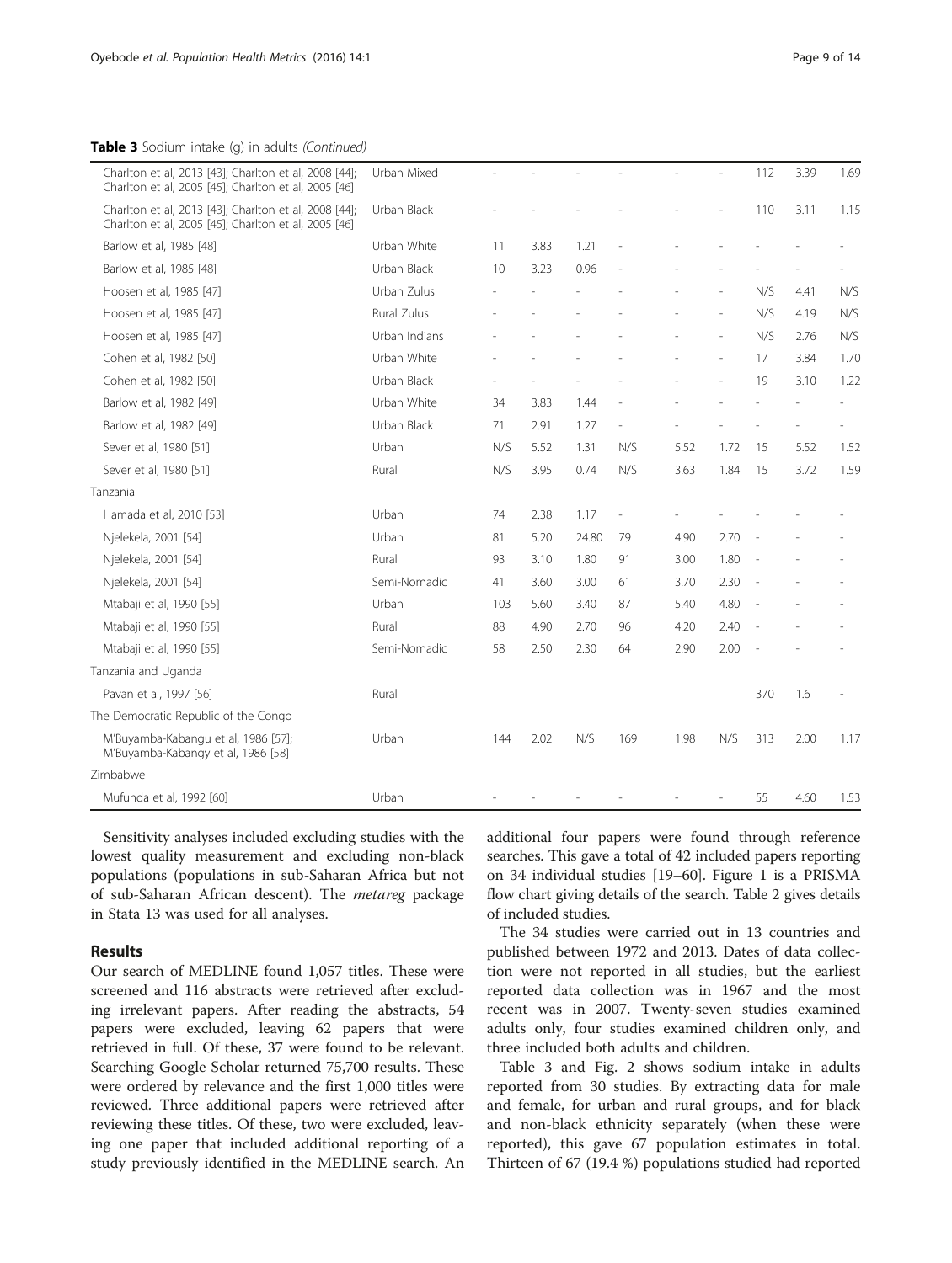**Table 3** Sodium intake (g) in adults *(Continued)*

| | | | | | | | | | | |
|---|---|---|---|---|---|---|---|---|---|---|
| Charlton et al, 2013 [43]; Charlton et al, 2008 [44]; Charlton et al, 2005 [45]; Charlton et al, 2005 [46] | Urban Mixed | - | - | - | - | - | - | 112 | 3.39 | 1.69 |
| Charlton et al, 2013 [43]; Charlton et al, 2008 [44]; Charlton et al, 2005 [45]; Charlton et al, 2005 [46] | Urban Black | - | - | - | - | - | - | 110 | 3.11 | 1.15 |
| Barlow et al, 1985 [48] | Urban White | 11 | 3.83 | 1.21 | - | - | - | - | - | - |
| Barlow et al, 1985 [48] | Urban Black | 10 | 3.23 | 0.96 | - | - | - | - | - | - |
| Hoosen et al, 1985 [47] | Urban Zulus | - | - | - | - | - | - | N/S | 4.41 | N/S |
| Hoosen et al, 1985 [47] | Rural Zulus | - | - | - | - | - | - | N/S | 4.19 | N/S |
| Hoosen et al, 1985 [47] | Urban Indians | - | - | - | - | - | - | N/S | 2.76 | N/S |
| Cohen et al, 1982 [50] | Urban White | - | - | - | - | - | - | 17 | 3.84 | 1.70 |
| Cohen et al, 1982 [50] | Urban Black | - | - | - | - | - | - | 19 | 3.10 | 1.22 |
| Barlow et al, 1982 [49] | Urban White | 34 | 3.83 | 1.44 | - | - | - | - | - | - |
| Barlow et al, 1982 [49] | Urban Black | 71 | 2.91 | 1.27 | - | - | - | - | - | - |
| Sever et al, 1980 [51] | Urban | N/S | 5.52 | 1.31 | N/S | 5.52 | 1.72 | 15 | 5.52 | 1.52 |
| Sever et al, 1980 [51] | Rural | N/S | 3.95 | 0.74 | N/S | 3.63 | 1.84 | 15 | 3.72 | 1.59 |
| Tanzania | | | | | | | | | | |
| Hamada et al, 2010 [53] | Urban | 74 | 2.38 | 1.17 | - | - | - | - | - | - |
| Njelekela, 2001 [54] | Urban | 81 | 5.20 | 24.80 | 79 | 4.90 | 2.70 | - | - | - |
| Njelekela, 2001 [54] | Rural | 93 | 3.10 | 1.80 | 91 | 3.00 | 1.80 | - | - | - |
| Njelekela, 2001 [54] | Semi-Nomadic | 41 | 3.60 | 3.00 | 61 | 3.70 | 2.30 | - | - | - |
| Mtabaji et al, 1990 [55] | Urban | 103 | 5.60 | 3.40 | 87 | 5.40 | 4.80 | - | - | - |
| Mtabaji et al, 1990 [55] | Rural | 88 | 4.90 | 2.70 | 96 | 4.20 | 2.40 | - | - | - |
| Mtabaji et al, 1990 [55] | Semi-Nomadic | 58 | 2.50 | 2.30 | 64 | 2.90 | 2.00 | - | - | - |
| Tanzania and Uganda | | | | | | | | | | |
| Pavan et al, 1997 [56] | Rural | | | | | | | 370 | 1.6 | - |
| The Democratic Republic of the Congo | | | | | | | | | | |
| M'Buyamba-Kabangu et al, 1986 [57]; M'Buyamba-Kabangy et al, 1986 [58] | Urban | 144 | 2.02 | N/S | 169 | 1.98 | N/S | 313 | 2.00 | 1.17 |
| Zimbabwe | | | | | | | | | | |
| Mufunda et al, 1992 [60] | Urban | - | - | - | - | - | - | 55 | 4.60 | 1.53 |

Sensitivity analyses included excluding studies with the lowest quality measurement and excluding non-black populations (populations in sub-Saharan Africa but not of sub-Saharan African descent). The *metareg* package in Stata 13 was used for all analyses.

## Results

Our search of MEDLINE found 1,057 titles. These were screened and 116 abstracts were retrieved after excluding irrelevant papers. After reading the abstracts, 54 papers were excluded, leaving 62 papers that were retrieved in full. Of these, 37 were found to be relevant. Searching Google Scholar returned 75,700 results. These were ordered by relevance and the first 1,000 titles were reviewed. Three additional papers were retrieved after reviewing these titles. Of these, two were excluded, leaving one paper that included additional reporting of a study previously identified in the MEDLINE search. An additional four papers were found through reference searches. This gave a total of 42 included papers reporting on 34 individual studies [19–60]. Figure 1 is a PRISMA flow chart giving details of the search. Table 2 gives details of included studies.

The 34 studies were carried out in 13 countries and published between 1972 and 2013. Dates of data collection were not reported in all studies, but the earliest reported data collection was in 1967 and the most recent was in 2007. Twenty-seven studies examined adults only, four studies examined children only, and three included both adults and children.

Table 3 and Fig. 2 shows sodium intake in adults reported from 30 studies. By extracting data for male and female, for urban and rural groups, and for black and non-black ethnicity separately (when these were reported), this gave 67 population estimates in total. Thirteen of 67 (19.4 %) populations studied had reported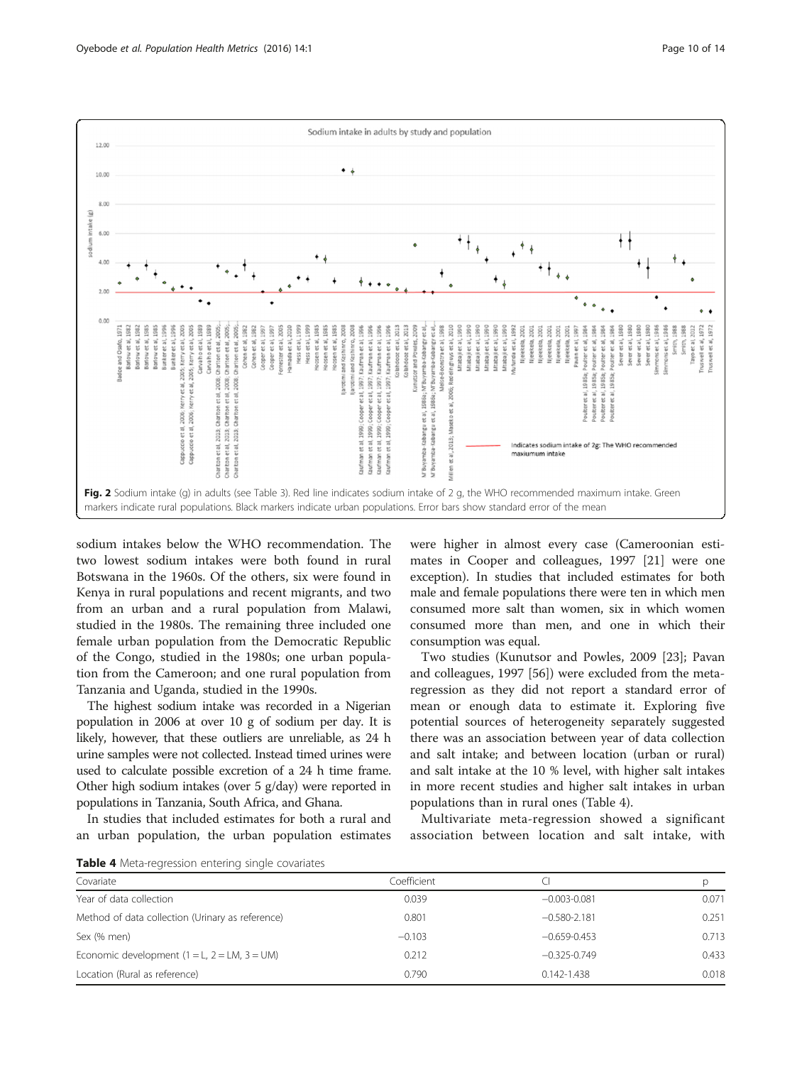Fig. 2 Sodium intake (g) in adults (see Table 3). Red line indicates sodium intake of 2 g, the WHO recommended maximum intake. Green markers indicate rural populations. Black markers indicate urban populations. Error bars show standard error of the mean

sodium intakes below the WHO recommendation. The two lowest sodium intakes were both found in rural Botswana in the 1960s. Of the others, six were found in Kenya in rural populations and recent migrants, and two from an urban and a rural population from Malawi, studied in the 1980s. The remaining three included one female urban population from the Democratic Republic of the Congo, studied in the 1980s; one urban population from the Cameroon; and one rural population from Tanzania and Uganda, studied in the 1990s.

The highest sodium intake was recorded in a Nigerian population in 2006 at over 10 g of sodium per day. It is likely, however, that these outliers are unreliable, as 24 h urine samples were not collected. Instead timed urines were used to calculate possible excretion of a 24 h time frame. Other high sodium intakes (over 5 g/day) were reported in populations in Tanzania, South Africa, and Ghana.

In studies that included estimates for both a rural and an urban population, the urban population estimates were higher in almost every case (Cameroonian estimates in Cooper and colleagues, 1997 [21] were one exception). In studies that included estimates for both male and female populations there were ten in which men consumed more salt than women, six in which women consumed more than men, and one in which their consumption was equal.

Two studies (Kunutsor and Powles, 2009 [23]; Pavan and colleagues, 1997 [56]) were excluded from the meta-regression as they did not report a standard error of mean or enough data to estimate it. Exploring five potential sources of heterogeneity separately suggested there was an association between year of data collection and salt intake; and between location (urban or rural) and salt intake at the 10 % level, with higher salt intakes in more recent studies and higher salt intakes in urban populations than in rural ones (Table 4).

Multivariate meta-regression showed a significant association between location and salt intake, with

**Table 4** Meta-regression entering single covariates

| Covariate | Coefficient | CI | p |
|---|---|---|---|
| Year of data collection | 0.039 | −0.003-0.081 | 0.071 |
| Method of data collection (Urinary as reference) | 0.801 | −0.580-2.181 | 0.251 |
| Sex (% men) | −0.103 | −0.659-0.453 | 0.713 |
| Economic development (1 = L, 2 = LM, 3 = UM) | 0.212 | −0.325-0.749 | 0.433 |
| Location (Rural as reference) | 0.790 | 0.142-1.438 | 0.018 |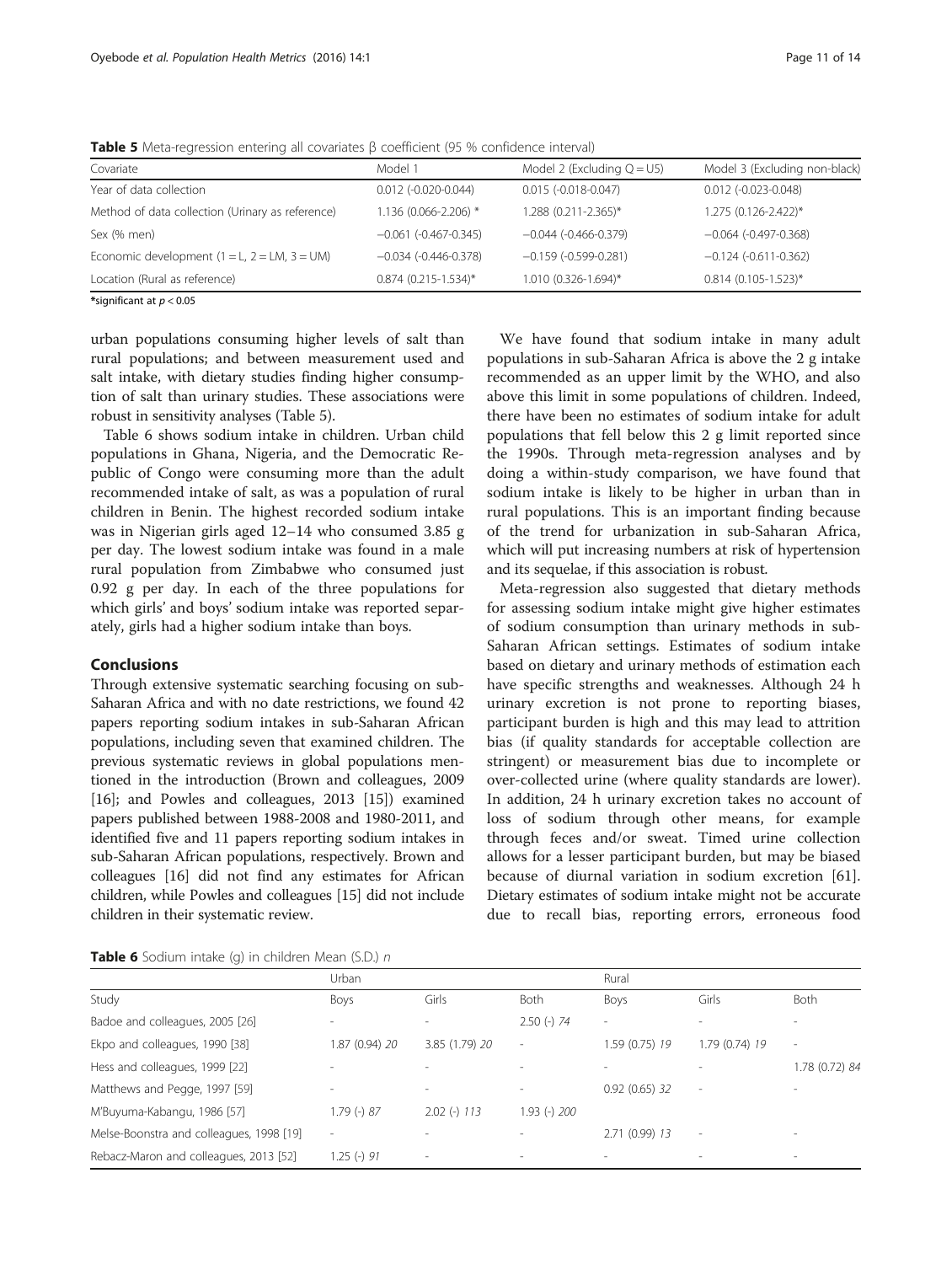**Table 5** Meta-regression entering all covariates β coefficient (95 % confidence interval)

| Covariate | Model 1 | Model 2 (Excluding Q = U5) | Model 3 (Excluding non-black) |
|---|---|---|---|
| Year of data collection | 0.012 (-0.020-0.044) | 0.015 (-0.018-0.047) | 0.012 (-0.023-0.048) |
| Method of data collection (Urinary as reference) | 1.136 (0.066-2.206) * | 1.288 (0.211-2.365)* | 1.275 (0.126-2.422)* |
| Sex (% men) | −0.061 (-0.467-0.345) | −0.044 (-0.466-0.379) | −0.064 (-0.497-0.368) |
| Economic development (1 = L, 2 = LM, 3 = UM) | −0.034 (-0.446-0.378) | −0.159 (-0.599-0.281) | −0.124 (-0.611-0.362) |
| Location (Rural as reference) | 0.874 (0.215-1.534)* | 1.010 (0.326-1.694)* | 0.814 (0.105-1.523)* |

*significant at $p < 0.05$

urban populations consuming higher levels of salt than rural populations; and between measurement used and salt intake, with dietary studies finding higher consumption of salt than urinary studies. These associations were robust in sensitivity analyses (Table 5).

Table 6 shows sodium intake in children. Urban child populations in Ghana, Nigeria, and the Democratic Republic of Congo were consuming more than the adult recommended intake of salt, as was a population of rural children in Benin. The highest recorded sodium intake was in Nigerian girls aged 12–14 who consumed 3.85 g per day. The lowest sodium intake was found in a male rural population from Zimbabwe who consumed just 0.92 g per day. In each of the three populations for which girls' and boys' sodium intake was reported separately, girls had a higher sodium intake than boys.

## Conclusions

Through extensive systematic searching focusing on sub-Saharan Africa and with no date restrictions, we found 42 papers reporting sodium intakes in sub-Saharan African populations, including seven that examined children. The previous systematic reviews in global populations mentioned in the introduction (Brown and colleagues, 2009 [16]; and Powles and colleagues, 2013 [15]) examined papers published between 1988-2008 and 1980-2011, and identified five and 11 papers reporting sodium intakes in sub-Saharan African populations, respectively. Brown and colleagues [16] did not find any estimates for African children, while Powles and colleagues [15] did not include children in their systematic review.

We have found that sodium intake in many adult populations in sub-Saharan Africa is above the 2 g intake recommended as an upper limit by the WHO, and also above this limit in some populations of children. Indeed, there have been no estimates of sodium intake for adult populations that fell below this 2 g limit reported since the 1990s. Through meta-regression analyses and by doing a within-study comparison, we have found that sodium intake is likely to be higher in urban than in rural populations. This is an important finding because of the trend for urbanization in sub-Saharan Africa, which will put increasing numbers at risk of hypertension and its sequelae, if this association is robust.

Meta-regression also suggested that dietary methods for assessing sodium intake might give higher estimates of sodium consumption than urinary methods in sub-Saharan African settings. Estimates of sodium intake based on dietary and urinary methods of estimation each have specific strengths and weaknesses. Although 24 h urinary excretion is not prone to reporting biases, participant burden is high and this may lead to attrition bias (if quality standards for acceptable collection are stringent) or measurement bias due to incomplete or over-collected urine (where quality standards are lower). In addition, 24 h urinary excretion takes no account of loss of sodium through other means, for example through feces and/or sweat. Timed urine collection allows for a lesser participant burden, but may be biased because of diurnal variation in sodium excretion [61]. Dietary estimates of sodium intake might not be accurate due to recall bias, reporting errors, erroneous food

**Table 6** Sodium intake (g) in children Mean (S.D.) *n*

| | Urban | | | Rural | | |
|---|---|---|---|---|---|---|
| Study | Boys | Girls | Both | Boys | Girls | Both |
| Badoe and colleagues, 2005 [26] | - | - | 2.50 (-) *74* | - | - | - |
| Ekpo and colleagues, 1990 [38] | 1.87 (0.94) *20* | 3.85 (1.79) *20* | - | 1.59 (0.75) *19* | 1.79 (0.74) *19* | - |
| Hess and colleagues, 1999 [22] | - | - | - | - | - | 1.78 (0.72) *84* |
| Matthews and Pegge, 1997 [59] | - | - | - | 0.92 (0.65) *32* | - | - |
| M'Buyuma-Kabangu, 1986 [57] | 1.79 (-) *87* | 2.02 (-) *113* | 1.93 (-) *200* | | | |
| Melse-Boonstra and colleagues, 1998 [19] | - | - | - | 2.71 (0.99) *13* | - | - |
| Rebacz-Maron and colleagues, 2013 [52] | 1.25 (-) *91* | - | - | - | - | - |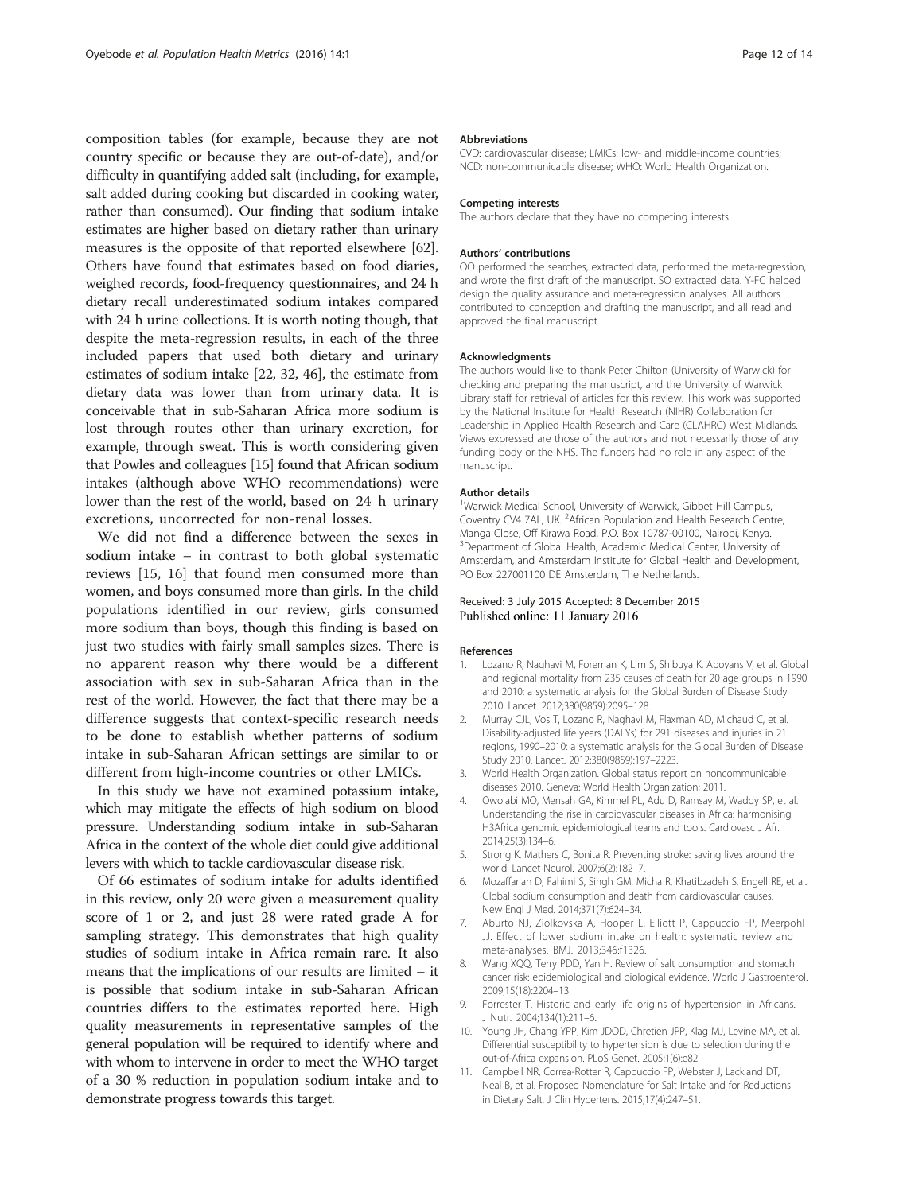composition tables (for example, because they are not country specific or because they are out-of-date), and/or difficulty in quantifying added salt (including, for example, salt added during cooking but discarded in cooking water, rather than consumed). Our finding that sodium intake estimates are higher based on dietary rather than urinary measures is the opposite of that reported elsewhere [62]. Others have found that estimates based on food diaries, weighed records, food-frequency questionnaires, and 24 h dietary recall underestimated sodium intakes compared with 24 h urine collections. It is worth noting though, that despite the meta-regression results, in each of the three included papers that used both dietary and urinary estimates of sodium intake [22, 32, 46], the estimate from dietary data was lower than from urinary data. It is conceivable that in sub-Saharan Africa more sodium is lost through routes other than urinary excretion, for example, through sweat. This is worth considering given that Powles and colleagues [15] found that African sodium intakes (although above WHO recommendations) were lower than the rest of the world, based on 24 h urinary excretions, uncorrected for non-renal losses.

We did not find a difference between the sexes in sodium intake – in contrast to both global systematic reviews [15, 16] that found men consumed more than women, and boys consumed more than girls. In the child populations identified in our review, girls consumed more sodium than boys, though this finding is based on just two studies with fairly small samples sizes. There is no apparent reason why there would be a different association with sex in sub-Saharan Africa than in the rest of the world. However, the fact that there may be a difference suggests that context-specific research needs to be done to establish whether patterns of sodium intake in sub-Saharan African settings are similar to or different from high-income countries or other LMICs.

In this study we have not examined potassium intake, which may mitigate the effects of high sodium on blood pressure. Understanding sodium intake in sub-Saharan Africa in the context of the whole diet could give additional levers with which to tackle cardiovascular disease risk.

Of 66 estimates of sodium intake for adults identified in this review, only 20 were given a measurement quality score of 1 or 2, and just 28 were rated grade A for sampling strategy. This demonstrates that high quality studies of sodium intake in Africa remain rare. It also means that the implications of our results are limited – it is possible that sodium intake in sub-Saharan African countries differs to the estimates reported here. High quality measurements in representative samples of the general population will be required to identify where and with whom to intervene in order to meet the WHO target of a 30 % reduction in population sodium intake and to demonstrate progress towards this target.

#### Abbreviations

CVD: cardiovascular disease; LMICs: low- and middle-income countries; NCD: non-communicable disease; WHO: World Health Organization.

#### Competing interests

The authors declare that they have no competing interests.

#### Authors' contributions

OO performed the searches, extracted data, performed the meta-regression, and wrote the first draft of the manuscript. SO extracted data. Y-FC helped design the quality assurance and meta-regression analyses. All authors contributed to conception and drafting the manuscript, and all read and approved the final manuscript.

#### Acknowledgments

The authors would like to thank Peter Chilton (University of Warwick) for checking and preparing the manuscript, and the University of Warwick Library staff for retrieval of articles for this review. This work was supported by the National Institute for Health Research (NIHR) Collaboration for Leadership in Applied Health Research and Care (CLAHRC) West Midlands. Views expressed are those of the authors and not necessarily those of any funding body or the NHS. The funders had no role in any aspect of the manuscript.

#### Author details

[1]Warwick Medical School, University of Warwick, Gibbet Hill Campus, Coventry CV4 7AL, UK. [2]African Population and Health Research Centre, Manga Close, Off Kirawa Road, P.O. Box 10787-00100, Nairobi, Kenya. [3]Department of Global Health, Academic Medical Center, University of Amsterdam, and Amsterdam Institute for Global Health and Development, PO Box 227001100 DE Amsterdam, The Netherlands.

Received: 3 July 2015 Accepted: 8 December 2015
Published online: 11 January 2016

#### References

1. Lozano R, Naghavi M, Foreman K, Lim S, Shibuya K, Aboyans V, et al. Global and regional mortality from 235 causes of death for 20 age groups in 1990 and 2010: a systematic analysis for the Global Burden of Disease Study 2010. Lancet. 2012;380(9859):2095–128.
2. Murray CJL, Vos T, Lozano R, Naghavi M, Flaxman AD, Michaud C, et al. Disability-adjusted life years (DALYs) for 291 diseases and injuries in 21 regions, 1990–2010: a systematic analysis for the Global Burden of Disease Study 2010. Lancet. 2012;380(9859):197–2223.
3. World Health Organization. Global status report on noncommunicable diseases 2010. Geneva: World Health Organization; 2011.
4. Owolabi MO, Mensah GA, Kimmel PL, Adu D, Ramsay M, Waddy SP, et al. Understanding the rise in cardiovascular diseases in Africa: harmonising H3Africa genomic epidemiological teams and tools. Cardiovasc J Afr. 2014;25(3):134–6.
5. Strong K, Mathers C, Bonita R. Preventing stroke: saving lives around the world. Lancet Neurol. 2007;6(2):182–7.
6. Mozaffarian D, Fahimi S, Singh GM, Micha R, Khatibzadeh S, Engell RE, et al. Global sodium consumption and death from cardiovascular causes. New Engl J Med. 2014;371(7):624–34.
7. Aburto NJ, Ziolkovska A, Hooper L, Elliott P, Cappuccio FP, Meerpohl JJ. Effect of lower sodium intake on health: systematic review and meta-analyses. BMJ. 2013;346:f1326.
8. Wang XQQ, Terry PDD, Yan H. Review of salt consumption and stomach cancer risk: epidemiological and biological evidence. World J Gastroenterol. 2009;15(18):2204–13.
9. Forrester T. Historic and early life origins of hypertension in Africans. J Nutr. 2004;134(1):211–6.
10. Young JH, Chang YPP, Kim JDOD, Chretien JPP, Klag MJ, Levine MA, et al. Differential susceptibility to hypertension is due to selection during the out-of-Africa expansion. PLoS Genet. 2005;1(6):e82.
11. Campbell NR, Correa-Rotter R, Cappuccio FP, Webster J, Lackland DT, Neal B, et al. Proposed Nomenclature for Salt Intake and for Reductions in Dietary Salt. J Clin Hypertens. 2015;17(4):247–51.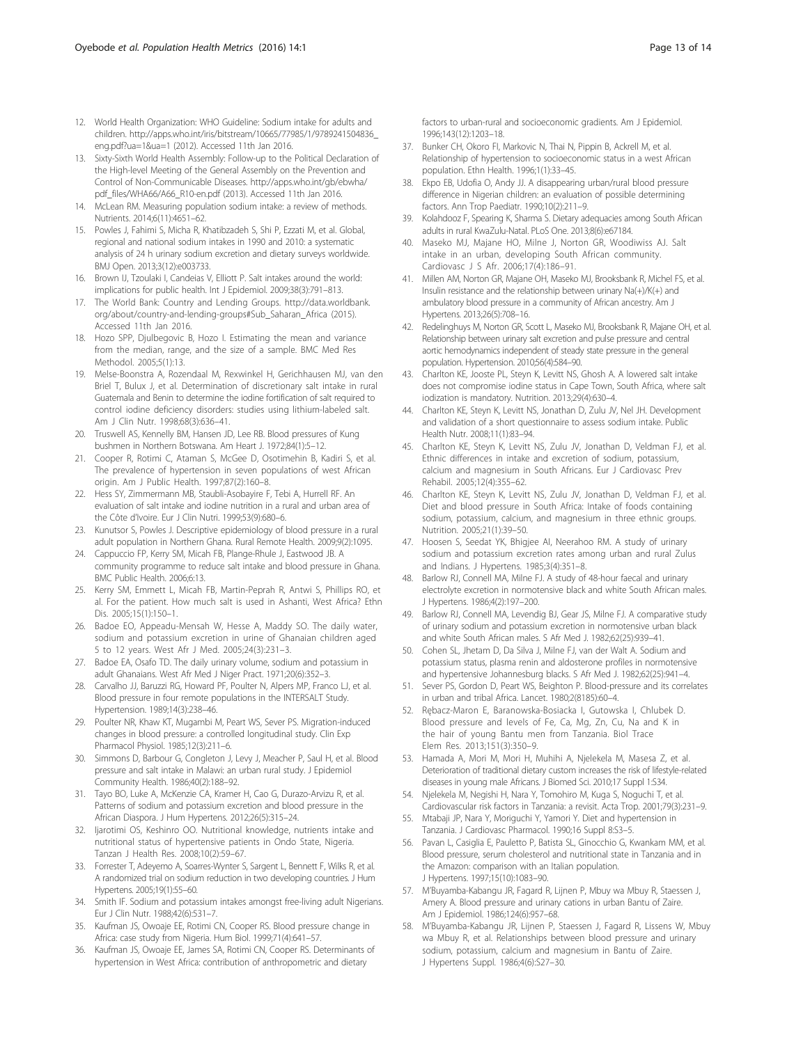12. World Health Organization: WHO Guideline: Sodium intake for adults and children. http://apps.who.int/iris/bitstream/10665/77985/1/9789241504836_eng.pdf?ua=1&ua=1 (2012). Accessed 11th Jan 2016.
13. Sixty-Sixth World Health Assembly: Follow-up to the Political Declaration of the High-level Meeting of the General Assembly on the Prevention and Control of Non-Communicable Diseases. http://apps.who.int/gb/ebwha/pdf_files/WHA66/A66_R10-en.pdf (2013). Accessed 11th Jan 2016.
14. McLean RM. Measuring population sodium intake: a review of methods. Nutrients. 2014;6(11):4651–62.
15. Powles J, Fahimi S, Micha R, Khatibzadeh S, Shi P, Ezzati M, et al. Global, regional and national sodium intakes in 1990 and 2010: a systematic analysis of 24 h urinary sodium excretion and dietary surveys worldwide. BMJ Open. 2013;3(12):e003733.
16. Brown IJ, Tzoulaki I, Candeias V, Elliott P. Salt intakes around the world: implications for public health. Int J Epidemiol. 2009;38(3):791–813.
17. The World Bank: Country and Lending Groups. http://data.worldbank.org/about/country-and-lending-groups#Sub_Saharan_Africa (2015). Accessed 11th Jan 2016.
18. Hozo SPP, Djulbegovic B, Hozo I. Estimating the mean and variance from the median, range, and the size of a sample. BMC Med Res Methodol. 2005;5(1):13.
19. Melse-Boonstra A, Rozendaal M, Rexwinkel H, Gerichhausen MJ, van den Briel T, Bulux J, et al. Determination of discretionary salt intake in rural Guatemala and Benin to determine the iodine fortification of salt required to control iodine deficiency disorders: studies using lithium-labeled salt. Am J Clin Nutr. 1998;68(3):636–41.
20. Truswell AS, Kennelly BM, Hansen JD, Lee RB. Blood pressures of Kung bushmen in Northern Botswana. Am Heart J. 1972;84(1):5–12.
21. Cooper R, Rotimi C, Ataman S, McGee D, Osotimehin B, Kadiri S, et al. The prevalence of hypertension in seven populations of west African origin. Am J Public Health. 1997;87(2):160–8.
22. Hess SY, Zimmermann MB, Staubli-Asobayire F, Tebi A, Hurrell RF. An evaluation of salt intake and iodine nutrition in a rural and urban area of the Côte d'Ivoire. Eur J Clin Nutri. 1999;53(9):680–6.
23. Kunutsor S, Powles J. Descriptive epidemiology of blood pressure in a rural adult population in Northern Ghana. Rural Remote Health. 2009;9(2):1095.
24. Cappuccio FP, Kerry SM, Micah FB, Plange-Rhule J, Eastwood JB. A community programme to reduce salt intake and blood pressure in Ghana. BMC Public Health. 2006;6:13.
25. Kerry SM, Emmett L, Micah FB, Martin-Peprah R, Antwi S, Phillips RO, et al. For the patient. How much salt is used in Ashanti, West Africa? Ethn Dis. 2005;15(1):150–1.
26. Badoe EO, Appeadu-Mensah W, Hesse A, Maddy SO. The daily water, sodium and potassium excretion in urine of Ghanaian children aged 5 to 12 years. West Afr J Med. 2005;24(3):231–3.
27. Badoe EA, Osafo TD. The daily urinary volume, sodium and potassium in adult Ghanaians. West Afr Med J Niger Pract. 1971;20(6):352–3.
28. Carvalho JJ, Baruzzi RG, Howard PF, Poulter N, Alpers MP, Franco LJ, et al. Blood pressure in four remote populations in the INTERSALT Study. Hypertension. 1989;14(3):238–46.
29. Poulter NR, Khaw KT, Mugambi M, Peart WS, Sever PS. Migration-induced changes in blood pressure: a controlled longitudinal study. Clin Exp Pharmacol Physiol. 1985;12(3):211–6.
30. Simmons D, Barbour G, Congleton J, Levy J, Meacher P, Saul H, et al. Blood pressure and salt intake in Malawi: an urban rural study. J Epidemiol Community Health. 1986;40(2):188–92.
31. Tayo BO, Luke A, McKenzie CA, Kramer H, Cao G, Durazo-Arvizu R, et al. Patterns of sodium and potassium excretion and blood pressure in the African Diaspora. J Hum Hypertens. 2012;26(5):315–24.
32. Ijarotimi OS, Keshinro OO. Nutritional knowledge, nutrients intake and nutritional status of hypertensive patients in Ondo State, Nigeria. Tanzan J Health Res. 2008;10(2):59–67.
33. Forrester T, Adeyemo A, Soarres-Wynter S, Sargent L, Bennett F, Wilks R, et al. A randomized trial on sodium reduction in two developing countries. J Hum Hypertens. 2005;19(1):55–60.
34. Smith IF. Sodium and potassium intakes amongst free-living adult Nigerians. Eur J Clin Nutr. 1988;42(6):531–7.
35. Kaufman JS, Owoaje EE, Rotimi CN, Cooper RS. Blood pressure change in Africa: case study from Nigeria. Hum Biol. 1999;71(4):641–57.
36. Kaufman JS, Owoaje EE, James SA, Rotimi CN, Cooper RS. Determinants of hypertension in West Africa: contribution of anthropometric and dietary factors to urban-rural and socioeconomic gradients. Am J Epidemiol. 1996;143(12):1203–18.
37. Bunker CH, Okoro FI, Markovic N, Thai N, Pippin B, Ackrell M, et al. Relationship of hypertension to socioeconomic status in a west African population. Ethn Health. 1996;1(1):33–45.
38. Ekpo EB, Udofia O, Andy JJ. A disappearing urban/rural blood pressure difference in Nigerian children: an evaluation of possible determining factors. Ann Trop Paediatr. 1990;10(2):211–9.
39. Kolahdooz F, Spearing K, Sharma S. Dietary adequacies among South African adults in rural KwaZulu-Natal. PLoS One. 2013;8(6):e67184.
40. Maseko MJ, Majane HO, Milne J, Norton GR, Woodiwiss AJ. Salt intake in an urban, developing South African community. Cardiovasc J S Afr. 2006;17(4):186–91.
41. Millen AM, Norton GR, Majane OH, Maseko MJ, Brooksbank R, Michel FS, et al. Insulin resistance and the relationship between urinary Na(+)/K(+) and ambulatory blood pressure in a community of African ancestry. Am J Hypertens. 2013;26(5):708–16.
42. Redelinghuys M, Norton GR, Scott L, Maseko MJ, Brooksbank R, Majane OH, et al. Relationship between urinary salt excretion and pulse pressure and central aortic hemodynamics independent of steady state pressure in the general population. Hypertension. 2010;56(4):584–90.
43. Charlton KE, Jooste PL, Steyn K, Levitt NS, Ghosh A. A lowered salt intake does not compromise iodine status in Cape Town, South Africa, where salt iodization is mandatory. Nutrition. 2013;29(4):630–4.
44. Charlton KE, Steyn K, Levitt NS, Jonathan D, Zulu JV, Nel JH. Development and validation of a short questionnaire to assess sodium intake. Public Health Nutr. 2008;11(1):83–94.
45. Charlton KE, Steyn K, Levitt NS, Zulu JV, Jonathan D, Veldman FJ, et al. Ethnic differences in intake and excretion of sodium, potassium, calcium and magnesium in South Africans. Eur J Cardiovasc Prev Rehabil. 2005;12(4):355–62.
46. Charlton KE, Steyn K, Levitt NS, Zulu JV, Jonathan D, Veldman FJ, et al. Diet and blood pressure in South Africa: Intake of foods containing sodium, potassium, calcium, and magnesium in three ethnic groups. Nutrition. 2005;21(1):39–50.
47. Hoosen S, Seedat YK, Bhigjee AI, Neerahoo RM. A study of urinary sodium and potassium excretion rates among urban and rural Zulus and Indians. J Hypertens. 1985;3(4):351–8.
48. Barlow RJ, Connell MA, Milne FJ. A study of 48-hour faecal and urinary electrolyte excretion in normotensive black and white South African males. J Hypertens. 1986;4(2):197–200.
49. Barlow RJ, Connell MA, Levendig BJ, Gear JS, Milne FJ. A comparative study of urinary sodium and potassium excretion in normotensive urban black and white South African males. S Afr Med J. 1982;62(25):939–41.
50. Cohen SL, Jhetam D, Da Silva J, Milne FJ, van der Walt A. Sodium and potassium status, plasma renin and aldosterone profiles in normotensive and hypertensive Johannesburg blacks. S Afr Med J. 1982;62(25):941–4.
51. Sever PS, Gordon D, Peart WS, Beighton P. Blood-pressure and its correlates in urban and tribal Africa. Lancet. 1980;2(8185):60–4.
52. Rębacz-Maron E, Baranowska-Bosiacka I, Gutowska I, Chlubek D. Blood pressure and levels of Fe, Ca, Mg, Zn, Cu, Na and K in the hair of young Bantu men from Tanzania. Biol Trace Elem Res. 2013;151(3):350–9.
53. Hamada A, Mori M, Mori H, Muhihi A, Njelekela M, Masesa Z, et al. Deterioration of traditional dietary custom increases the risk of lifestyle-related diseases in young male Africans. J Biomed Sci. 2010;17 Suppl 1:S34.
54. Njelekela M, Negishi H, Nara Y, Tomohiro M, Kuga S, Noguchi T, et al. Cardiovascular risk factors in Tanzania: a revisit. Acta Trop. 2001;79(3):231–9.
55. Mtabaji JP, Nara Y, Moriguchi Y, Yamori Y. Diet and hypertension in Tanzania. J Cardiovasc Pharmacol. 1990;16 Suppl 8:S3–5.
56. Pavan L, Casiglia E, Pauletto P, Batista SL, Ginocchio G, Kwankam MM, et al. Blood pressure, serum cholesterol and nutritional state in Tanzania and in the Amazon: comparison with an Italian population. J Hypertens. 1997;15(10):1083–90.
57. M'Buyamba-Kabangu JR, Fagard R, Lijnen P, Mbuy wa Mbuy R, Staessen J, Amery A. Blood pressure and urinary cations in urban Bantu of Zaire. Am J Epidemiol. 1986;124(6):957–68.
58. M'Buyamba-Kabangu JR, Lijnen P, Staessen J, Fagard R, Lissens W, Mbuy wa Mbuy R, et al. Relationships between blood pressure and urinary sodium, potassium, calcium and magnesium in Bantu of Zaire. J Hypertens Suppl. 1986;4(6):S27–30.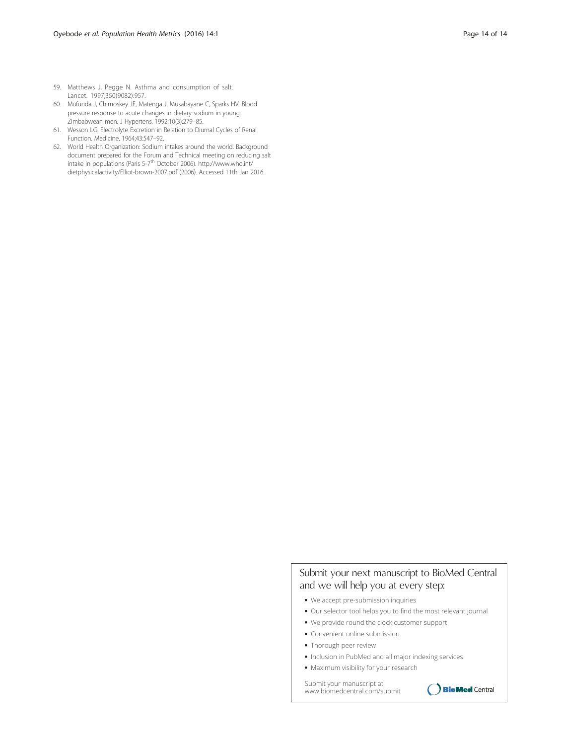59. Matthews J, Pegge N. Asthma and consumption of salt. Lancet. 1997;350(9082):957.
60. Mufunda J, Chimoskey JE, Matenga J, Musabayane C, Sparks HV. Blood pressure response to acute changes in dietary sodium in young Zimbabwean men. J Hypertens. 1992;10(3):279–85.
61. Wesson LG. Electrolyte Excretion in Relation to Diurnal Cycles of Renal Function. Medicine. 1964;43:547–92.
62. World Health Organization: Sodium intakes around the world. Background document prepared for the Forum and Technical meeting on reducing salt intake in populations (Paris 5-7th October 2006). http://www.who.int/dietphysicalactivity/Elliot-brown-2007.pdf (2006). Accessed 11th Jan 2016.

Submit your next manuscript to BioMed Central and we will help you at every step:

- We accept pre-submission inquiries
- Our selector tool helps you to find the most relevant journal
- We provide round the clock customer support
- Convenient online submission
- Thorough peer review
- Inclusion in PubMed and all major indexing services
- Maximum visibility for your research

Submit your manuscript at
www.biomedcentral.com/submit

BioMed Central